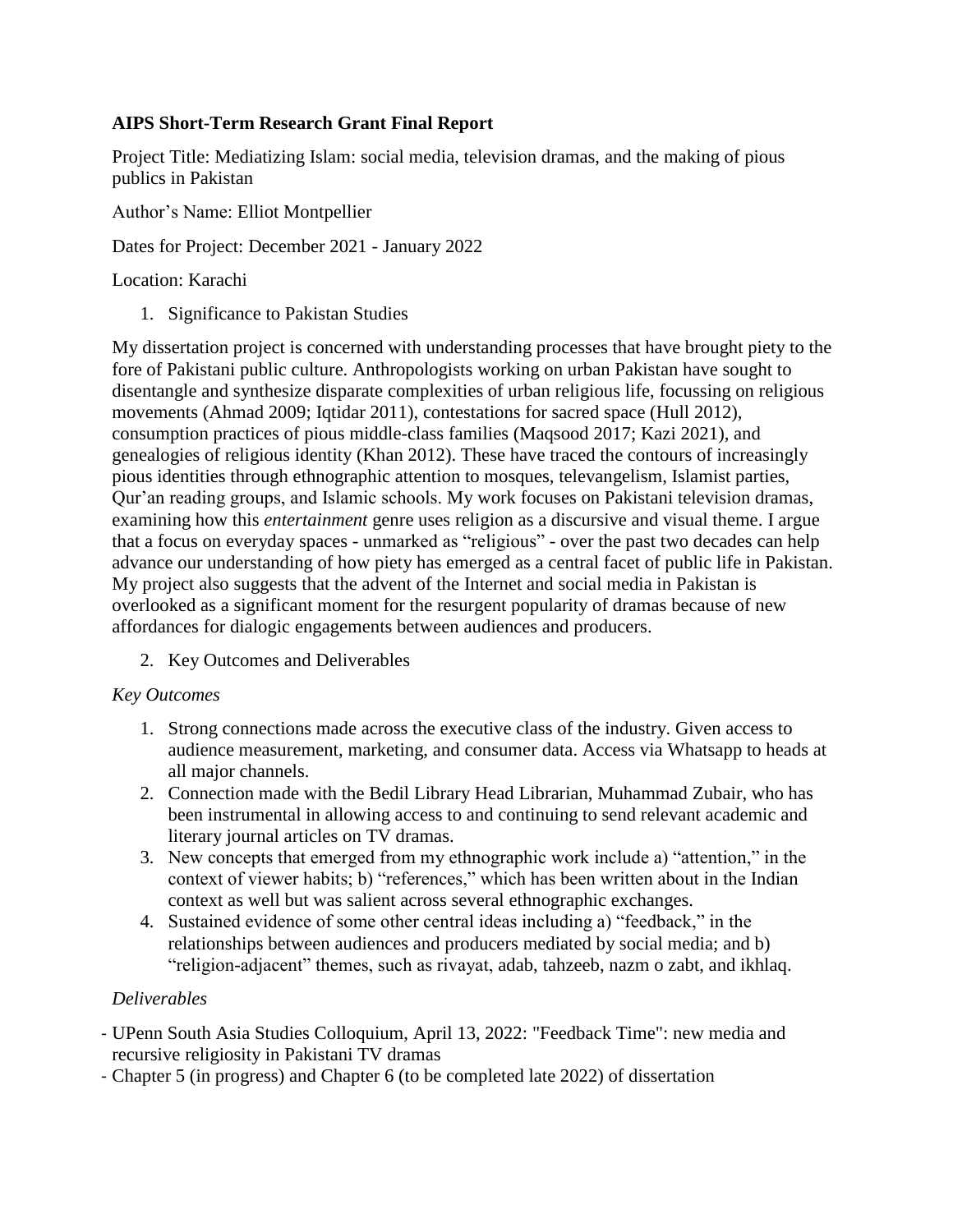**AIPS Short-Term Research Grant Final Report**

Project Title: Mediatizing Islam: social media, television dramas, and the making of pious publics in Pakistan

Author's Name: Elliot Montpellier

Dates for Project: December 2021 - January 2022

Location: Karachi

1. Significance to Pakistan Studies

My dissertation project is concerned with understanding processes that have brought piety to the fore of Pakistani public culture. Anthropologists working on urban Pakistan have sought to disentangle and synthesize disparate complexities of urban religious life, focussing on religious movements (Ahmad 2009; Iqtidar 2011), contestations for sacred space (Hull 2012), consumption practices of pious middle-class families (Maqsood 2017; Kazi 2021), and genealogies of religious identity (Khan 2012). These have traced the contours of increasingly pious identities through ethnographic attention to mosques, televangelism, Islamist parties, Qur'an reading groups, and Islamic schools. My work focuses on Pakistani television dramas, examining how this *entertainment* genre uses religion as a discursive and visual theme. I argue that a focus on everyday spaces - unmarked as "religious" - over the past two decades can help advance our understanding of how piety has emerged as a central facet of public life in Pakistan. My project also suggests that the advent of the Internet and social media in Pakistan is overlooked as a significant moment for the resurgent popularity of dramas because of new affordances for dialogic engagements between audiences and producers.

2. Key Outcomes and Deliverables

*Key Outcomes*

1. Strong connections made across the executive class of the industry. Given access to audience measurement, marketing, and consumer data. Access via Whatsapp to heads at all major channels.
2. Connection made with the Bedil Library Head Librarian, Muhammad Zubair, who has been instrumental in allowing access to and continuing to send relevant academic and literary journal articles on TV dramas.
3. New concepts that emerged from my ethnographic work include a) "attention," in the context of viewer habits; b) "references," which has been written about in the Indian context as well but was salient across several ethnographic exchanges.
4. Sustained evidence of some other central ideas including a) "feedback," in the relationships between audiences and producers mediated by social media; and b) "religion-adjacent" themes, such as rivayat, adab, tahzeeb, nazm o zabt, and ikhlaq.

*Deliverables*

- UPenn South Asia Studies Colloquium, April 13, 2022: "Feedback Time": new media and recursive religiosity in Pakistani TV dramas
- Chapter 5 (in progress) and Chapter 6 (to be completed late 2022) of dissertation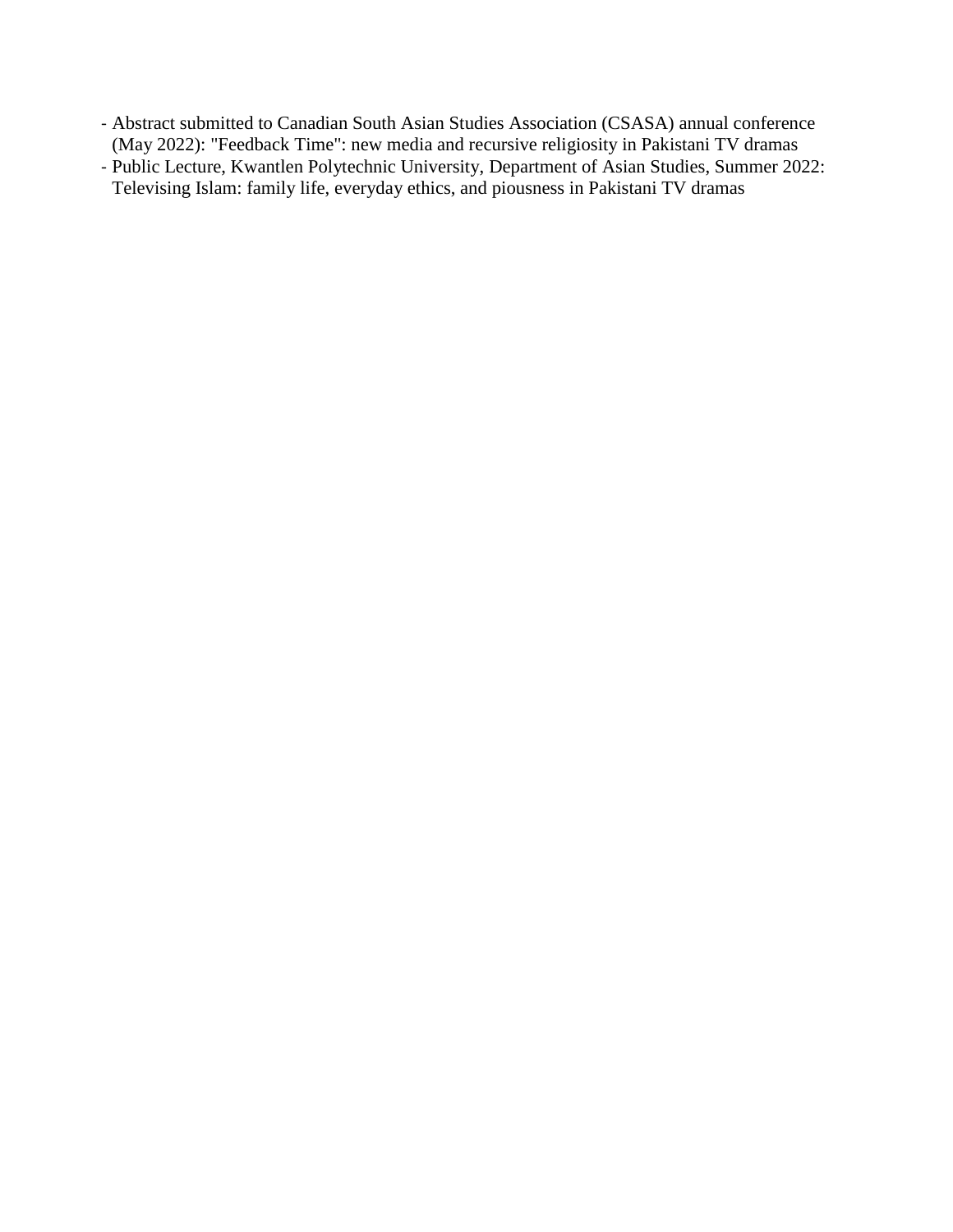- Abstract submitted to Canadian South Asian Studies Association (CSASA) annual conference (May 2022): "Feedback Time": new media and recursive religiosity in Pakistani TV dramas
- Public Lecture, Kwantlen Polytechnic University, Department of Asian Studies, Summer 2022: Televising Islam: family life, everyday ethics, and piousness in Pakistani TV dramas